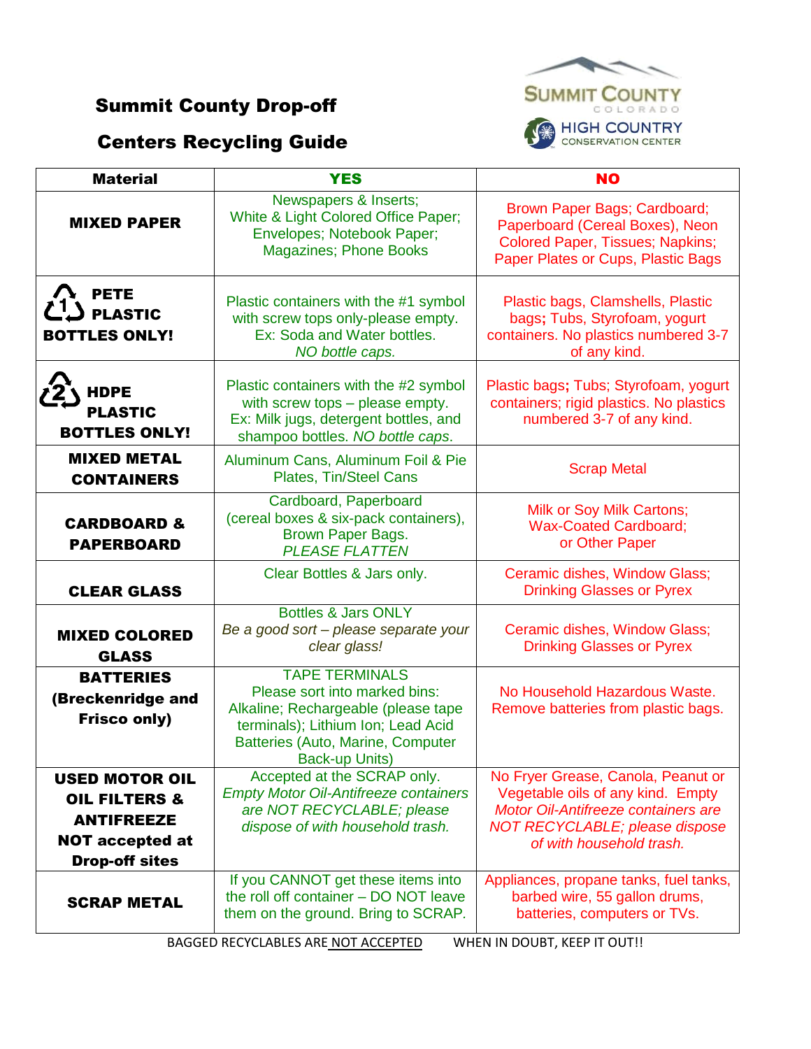# Summit County Drop-off Centers Recycling Guide

SUMMIT COUNTY COLORADO
HIGH COUNTRY CONSERVATION CENTER

| Material | YES | NO |
|---|---|---|
| **MIXED PAPER** | Newspapers & Inserts; White & Light Colored Office Paper; Envelopes; Notebook Paper; Magazines; Phone Books | Brown Paper Bags; Cardboard; Paperboard (Cereal Boxes), Neon Colored Paper, Tissues; Napkins; Paper Plates or Cups, Plastic Bags |
| **1 PETE PLASTIC BOTTLES ONLY!** | Plastic containers with the #1 symbol with screw tops only-please empty. Ex: Soda and Water bottles. *NO bottle caps.* | Plastic bags, Clamshells, Plastic bags; Tubs, Styrofoam, yogurt containers. No plastics numbered 3-7 of any kind. |
| **2 HDPE PLASTIC BOTTLES ONLY!** | Plastic containers with the #2 symbol with screw tops – please empty. Ex: Milk jugs, detergent bottles, and shampoo bottles. *NO bottle caps.* | Plastic bags; Tubs; Styrofoam, yogurt containers; rigid plastics. No plastics numbered 3-7 of any kind. |
| **MIXED METAL CONTAINERS** | Aluminum Cans, Aluminum Foil & Pie Plates, Tin/Steel Cans | Scrap Metal |
| **CARDBOARD & PAPERBOARD** | Cardboard, Paperboard (cereal boxes & six-pack containers), Brown Paper Bags. *PLEASE FLATTEN* | Milk or Soy Milk Cartons; Wax-Coated Cardboard; or Other Paper |
| **CLEAR GLASS** | Clear Bottles & Jars only. | Ceramic dishes, Window Glass; Drinking Glasses or Pyrex |
| **MIXED COLORED GLASS** | Bottles & Jars ONLY *Be a good sort – please separate your clear glass!* | Ceramic dishes, Window Glass; Drinking Glasses or Pyrex |
| **BATTERIES (Breckenridge and Frisco only)** | TAPE TERMINALS Please sort into marked bins: Alkaline; Rechargeable (please tape terminals); Lithium Ion; Lead Acid Batteries (Auto, Marine, Computer Back-up Units) | No Household Hazardous Waste. Remove batteries from plastic bags. |
| **USED MOTOR OIL OIL FILTERS & ANTIFREEZE NOT accepted at Drop-off sites** | Accepted at the SCRAP only. *Empty Motor Oil-Antifreeze containers are NOT RECYCLABLE; please dispose of with household trash.* | No Fryer Grease, Canola, Peanut or Vegetable oils of any kind. Empty *Motor Oil-Antifreeze containers are NOT RECYCLABLE; please dispose of with household trash.* |
| **SCRAP METAL** | If you CANNOT get these items into the roll off container – DO NOT leave them on the ground. Bring to SCRAP. | Appliances, propane tanks, fuel tanks, barbed wire, 55 gallon drums, batteries, computers or TVs. |

BAGGED RECYCLABLES ARE NOT ACCEPTED    WHEN IN DOUBT, KEEP IT OUT!!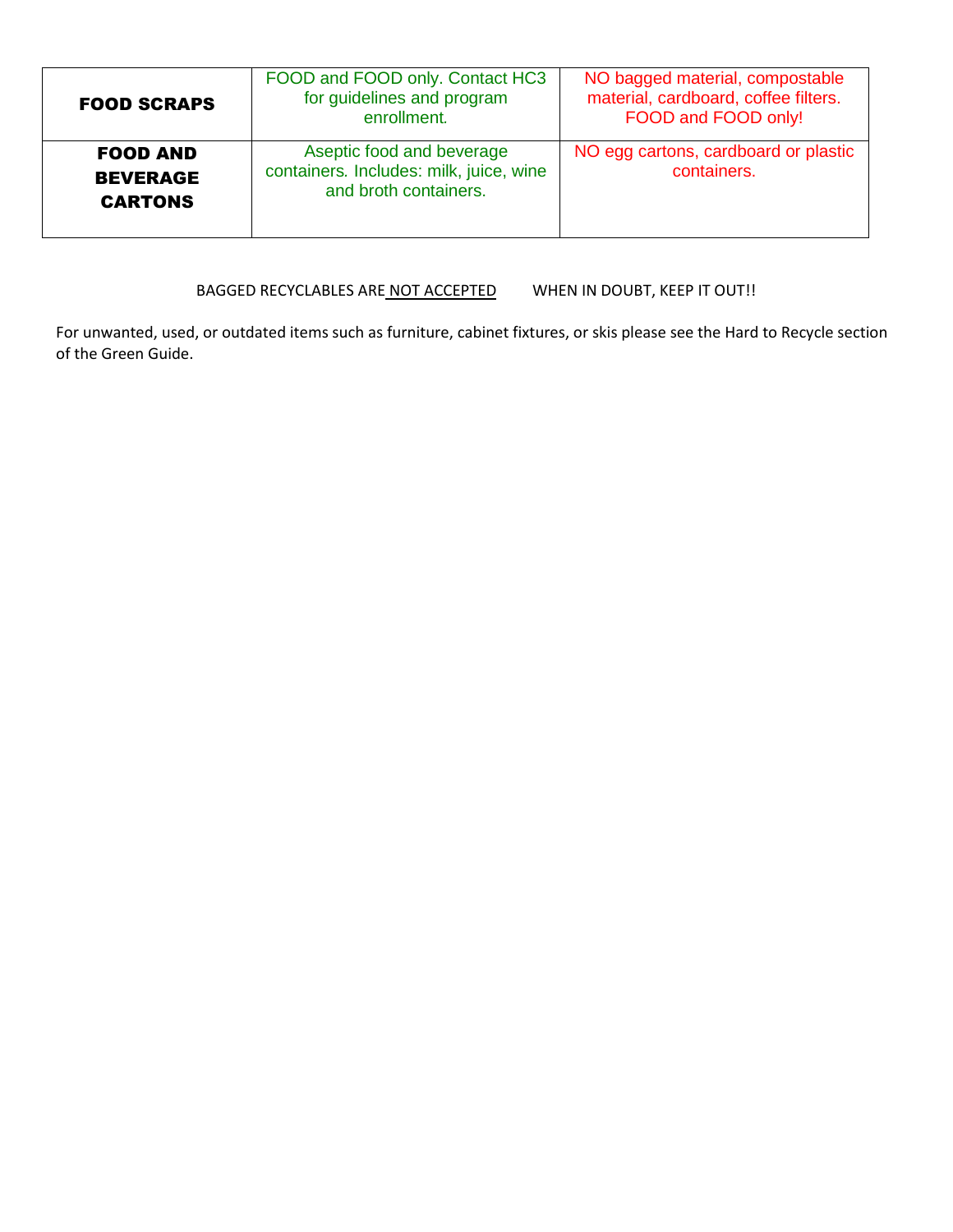| | | |
|---|---|---|
| **FOOD SCRAPS** | FOOD and FOOD only. Contact HC3 for guidelines and program enrollment. | NO bagged material, compostable material, cardboard, coffee filters. FOOD and FOOD only! |
| **FOOD AND BEVERAGE CARTONS** | Aseptic food and beverage containers. Includes: milk, juice, wine and broth containers. | NO egg cartons, cardboard or plastic containers. |

BAGGED RECYCLABLES ARE NOT ACCEPTED        WHEN IN DOUBT, KEEP IT OUT!!

For unwanted, used, or outdated items such as furniture, cabinet fixtures, or skis please see the Hard to Recycle section of the Green Guide.